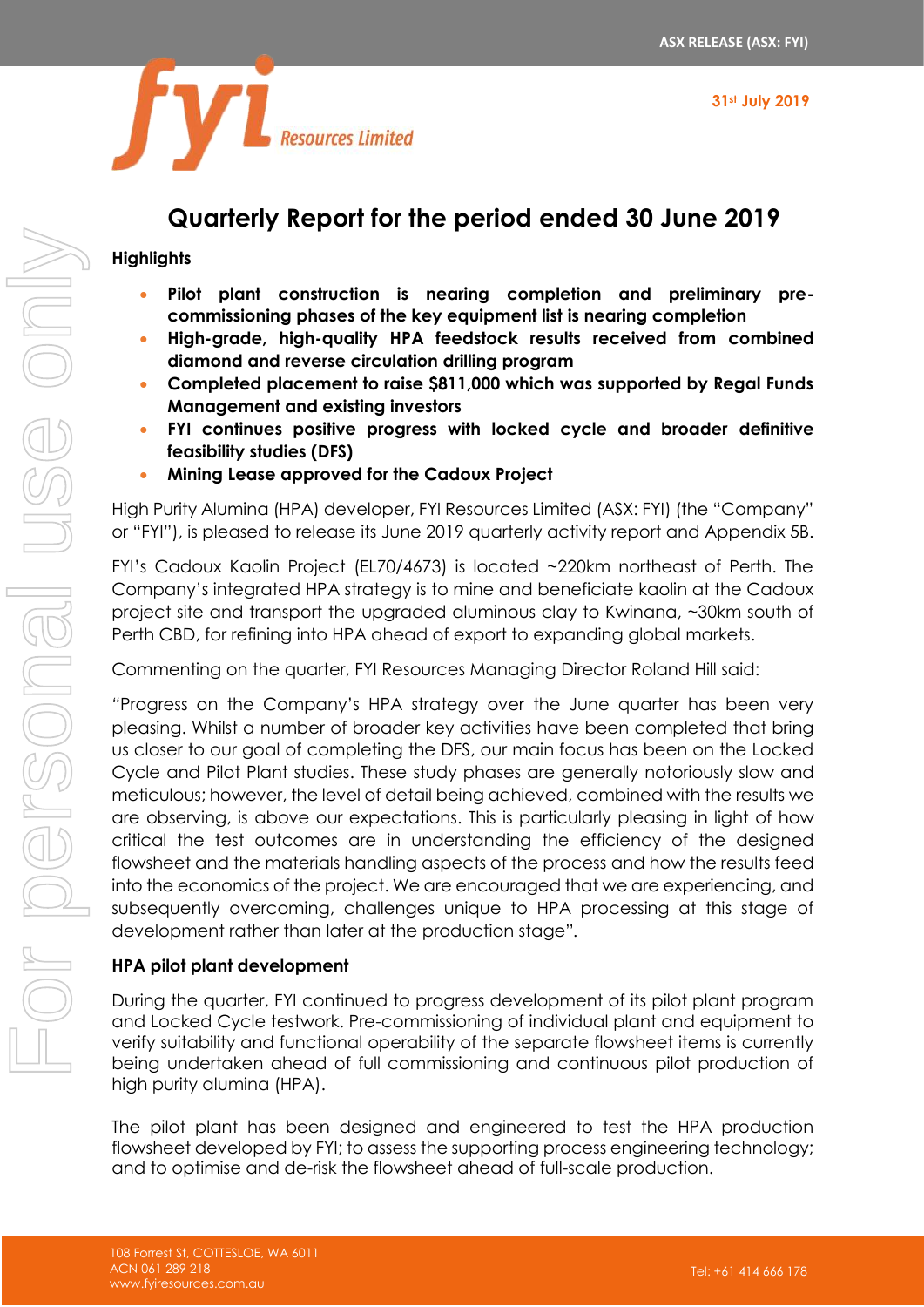ASX RELEASE (ASX: FYI)

31st July 2019

# Quarterly Report for the period ended 30 June 2019

## Highlights

- **Pilot plant construction is nearing completion and preliminary pre-commissioning phases of the key equipment list is nearing completion**
- **High-grade, high-quality HPA feedstock results received from combined diamond and reverse circulation drilling program**
- **Completed placement to raise $811,000 which was supported by Regal Funds Management and existing investors**
- **FYI continues positive progress with locked cycle and broader definitive feasibility studies (DFS)**
- **Mining Lease approved for the Cadoux Project**

High Purity Alumina (HPA) developer, FYI Resources Limited (ASX: FYI) (the "Company" or "FYI"), is pleased to release its June 2019 quarterly activity report and Appendix 5B.

FYI's Cadoux Kaolin Project (EL70/4673) is located ~220km northeast of Perth. The Company's integrated HPA strategy is to mine and beneficiate kaolin at the Cadoux project site and transport the upgraded aluminous clay to Kwinana, ~30km south of Perth CBD, for refining into HPA ahead of export to expanding global markets.

Commenting on the quarter, FYI Resources Managing Director Roland Hill said:

"Progress on the Company's HPA strategy over the June quarter has been very pleasing. Whilst a number of broader key activities have been completed that bring us closer to our goal of completing the DFS, our main focus has been on the Locked Cycle and Pilot Plant studies. These study phases are generally notoriously slow and meticulous; however, the level of detail being achieved, combined with the results we are observing, is above our expectations. This is particularly pleasing in light of how critical the test outcomes are in understanding the efficiency of the designed flowsheet and the materials handling aspects of the process and how the results feed into the economics of the project. We are encouraged that we are experiencing, and subsequently overcoming, challenges unique to HPA processing at this stage of development rather than later at the production stage".

## HPA pilot plant development

During the quarter, FYI continued to progress development of its pilot plant program and Locked Cycle testwork. Pre-commissioning of individual plant and equipment to verify suitability and functional operability of the separate flowsheet items is currently being undertaken ahead of full commissioning and continuous pilot production of high purity alumina (HPA).

The pilot plant has been designed and engineered to test the HPA production flowsheet developed by FYI; to assess the supporting process engineering technology; and to optimise and de-risk the flowsheet ahead of full-scale production.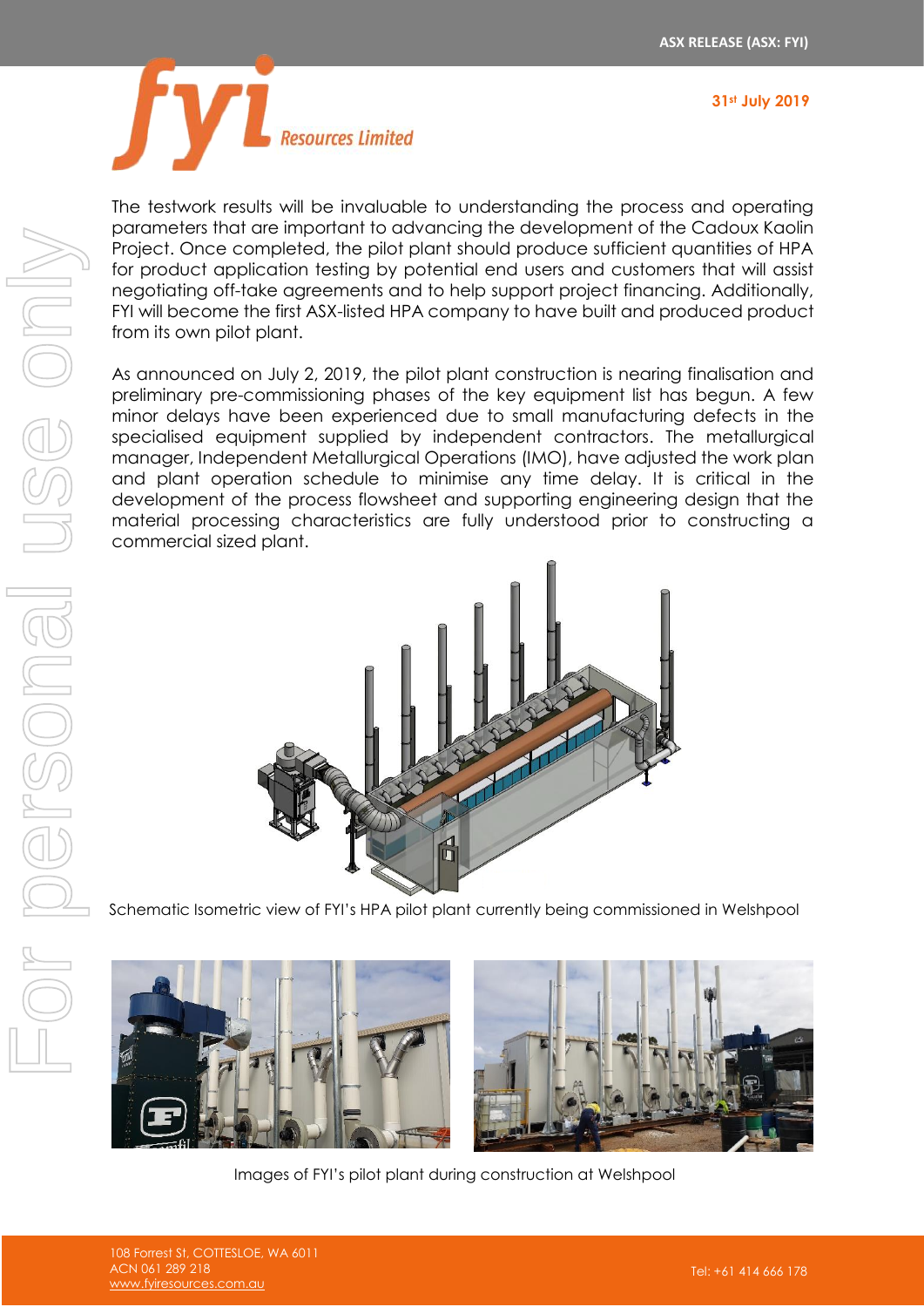The testwork results will be invaluable to understanding the process and operating parameters that are important to advancing the development of the Cadoux Kaolin Project. Once completed, the pilot plant should produce sufficient quantities of HPA for product application testing by potential end users and customers that will assist negotiating off-take agreements and to help support project financing. Additionally, FYI will become the first ASX-listed HPA company to have built and produced product from its own pilot plant.

As announced on July 2, 2019, the pilot plant construction is nearing finalisation and preliminary pre-commissioning phases of the key equipment list has begun. A few minor delays have been experienced due to small manufacturing defects in the specialised equipment supplied by independent contractors. The metallurgical manager, Independent Metallurgical Operations (IMO), have adjusted the work plan and plant operation schedule to minimise any time delay. It is critical in the development of the process flowsheet and supporting engineering design that the material processing characteristics are fully understood prior to constructing a commercial sized plant.

Schematic Isometric view of FYI's HPA pilot plant currently being commissioned in Welshpool

Images of FYI's pilot plant during construction at Welshpool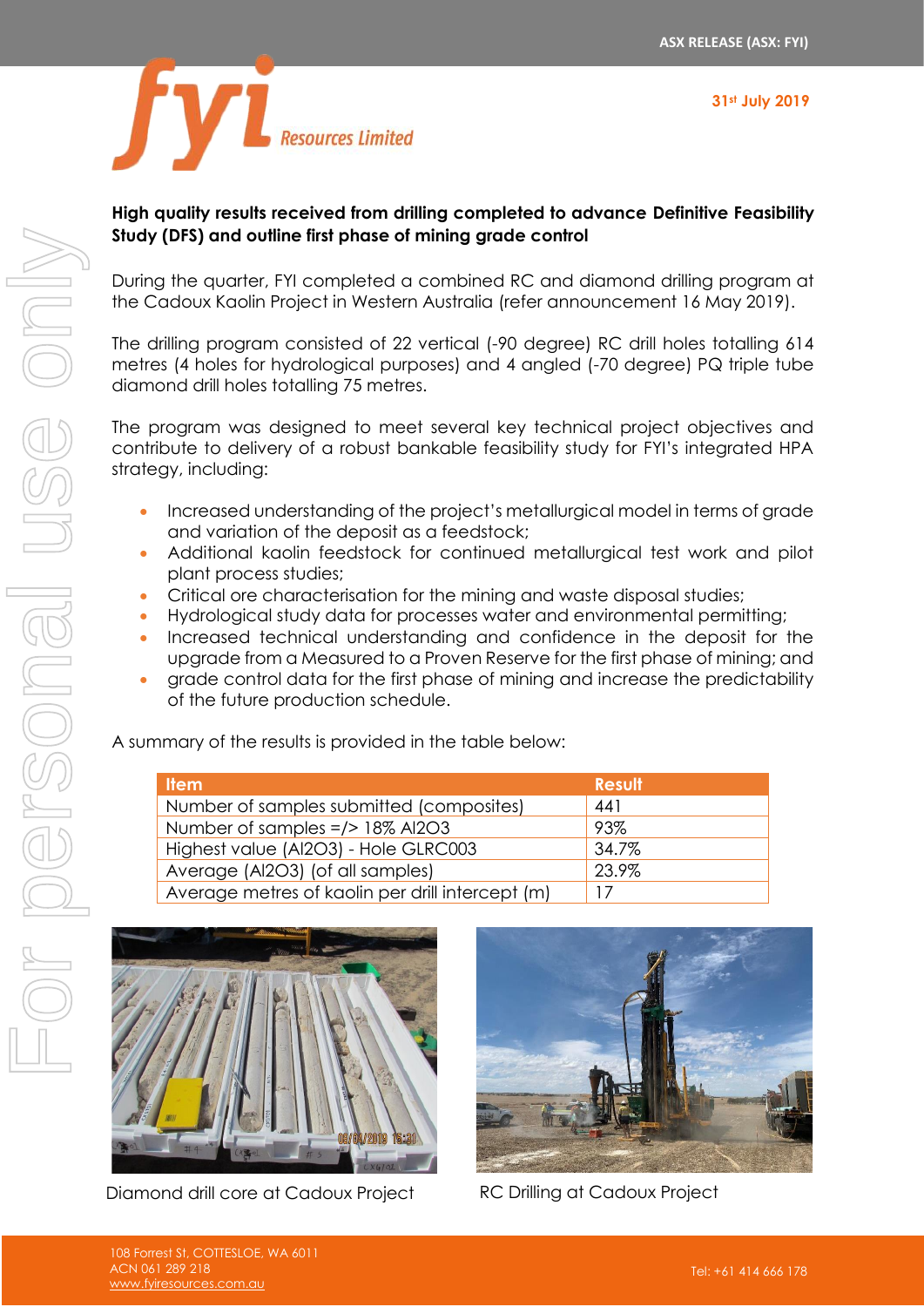**High quality results received from drilling completed to advance Definitive Feasibility Study (DFS) and outline first phase of mining grade control**

During the quarter, FYI completed a combined RC and diamond drilling program at the Cadoux Kaolin Project in Western Australia (refer announcement 16 May 2019).

The drilling program consisted of 22 vertical (-90 degree) RC drill holes totalling 614 metres (4 holes for hydrological purposes) and 4 angled (-70 degree) PQ triple tube diamond drill holes totalling 75 metres.

The program was designed to meet several key technical project objectives and contribute to delivery of a robust bankable feasibility study for FYI's integrated HPA strategy, including:

- Increased understanding of the project's metallurgical model in terms of grade and variation of the deposit as a feedstock;
- Additional kaolin feedstock for continued metallurgical test work and pilot plant process studies;
- Critical ore characterisation for the mining and waste disposal studies;
- Hydrological study data for processes water and environmental permitting;
- Increased technical understanding and confidence in the deposit for the upgrade from a Measured to a Proven Reserve for the first phase of mining; and
- grade control data for the first phase of mining and increase the predictability of the future production schedule.

A summary of the results is provided in the table below:

| Item | Result |
| --- | --- |
| Number of samples submitted (composites) | 441 |
| Number of samples =/> 18% $Al_2O_3$ | 93% |
| Highest value ($Al_2O_3$) - Hole GLRC003 | 34.7% |
| Average ($Al_2O_3$) (of all samples) | 23.9% |
| Average metres of kaolin per drill intercept (m) | 17 |

Diamond drill core at Cadoux Project

RC Drilling at Cadoux Project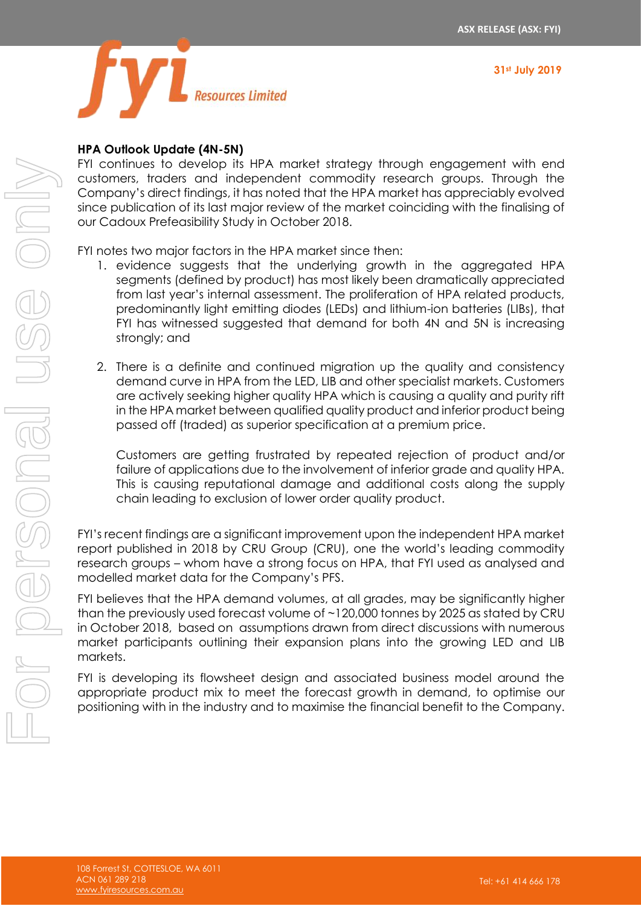## HPA Outlook Update (4N-5N)

FYI continues to develop its HPA market strategy through engagement with end customers, traders and independent commodity research groups. Through the Company's direct findings, it has noted that the HPA market has appreciably evolved since publication of its last major review of the market coinciding with the finalising of our Cadoux Prefeasibility Study in October 2018.

FYI notes two major factors in the HPA market since then:

1. evidence suggests that the underlying growth in the aggregated HPA segments (defined by product) has most likely been dramatically appreciated from last year's internal assessment. The proliferation of HPA related products, predominantly light emitting diodes (LEDs) and lithium-ion batteries (LIBs), that FYI has witnessed suggested that demand for both 4N and 5N is increasing strongly; and

2. There is a definite and continued migration up the quality and consistency demand curve in HPA from the LED, LIB and other specialist markets. Customers are actively seeking higher quality HPA which is causing a quality and purity rift in the HPA market between qualified quality product and inferior product being passed off (traded) as superior specification at a premium price.

   Customers are getting frustrated by repeated rejection of product and/or failure of applications due to the involvement of inferior grade and quality HPA. This is causing reputational damage and additional costs along the supply chain leading to exclusion of lower order quality product.

FYI's recent findings are a significant improvement upon the independent HPA market report published in 2018 by CRU Group (CRU), one the world's leading commodity research groups – whom have a strong focus on HPA, that FYI used as analysed and modelled market data for the Company's PFS.

FYI believes that the HPA demand volumes, at all grades, may be significantly higher than the previously used forecast volume of ~120,000 tonnes by 2025 as stated by CRU in October 2018, based on assumptions drawn from direct discussions with numerous market participants outlining their expansion plans into the growing LED and LIB markets.

FYI is developing its flowsheet design and associated business model around the appropriate product mix to meet the forecast growth in demand, to optimise our positioning with in the industry and to maximise the financial benefit to the Company.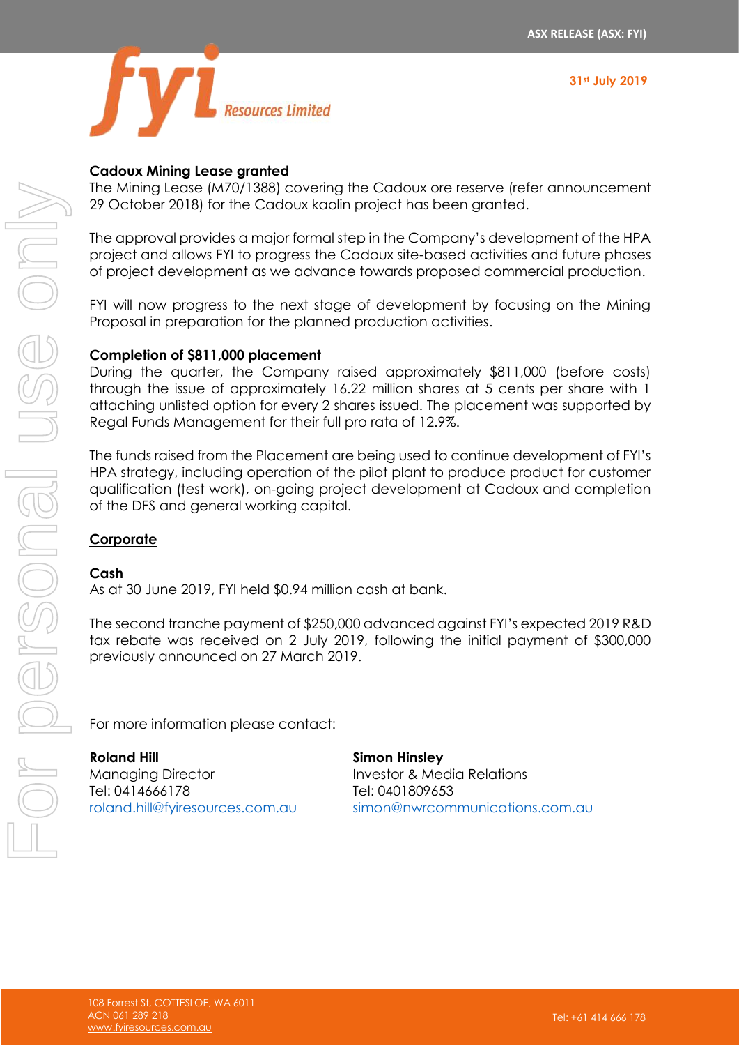**Cadoux Mining Lease granted**

The Mining Lease (M70/1388) covering the Cadoux ore reserve (refer announcement 29 October 2018) for the Cadoux kaolin project has been granted.

The approval provides a major formal step in the Company's development of the HPA project and allows FYI to progress the Cadoux site-based activities and future phases of project development as we advance towards proposed commercial production.

FYI will now progress to the next stage of development by focusing on the Mining Proposal in preparation for the planned production activities.

**Completion of $811,000 placement**

During the quarter, the Company raised approximately $811,000 (before costs) through the issue of approximately 16.22 million shares at 5 cents per share with 1 attaching unlisted option for every 2 shares issued. The placement was supported by Regal Funds Management for their full pro rata of 12.9%.

The funds raised from the Placement are being used to continue development of FYI's HPA strategy, including operation of the pilot plant to produce product for customer qualification (test work), on-going project development at Cadoux and completion of the DFS and general working capital.

## Corporate

**Cash**

As at 30 June 2019, FYI held $0.94 million cash at bank.

The second tranche payment of $250,000 advanced against FYI's expected 2019 R&D tax rebate was received on 2 July 2019, following the initial payment of $300,000 previously announced on 27 March 2019.

For more information please contact:

**Roland Hill**
Managing Director
Tel: 0414666178
roland.hill@fyiresources.com.au

**Simon Hinsley**
Investor & Media Relations
Tel: 0401809653
simon@nwrcommunications.com.au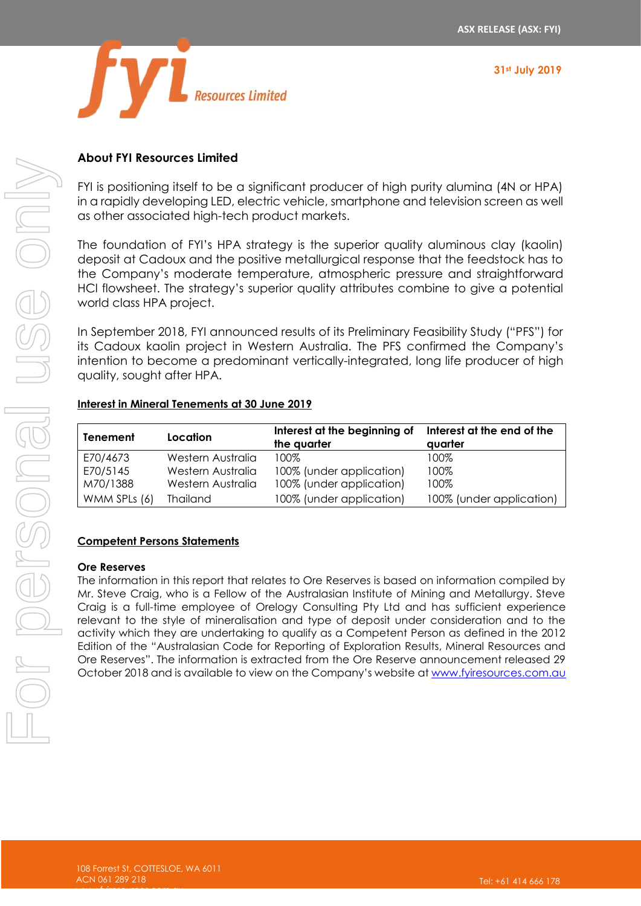## About FYI Resources Limited

FYI is positioning itself to be a significant producer of high purity alumina (4N or HPA) in a rapidly developing LED, electric vehicle, smartphone and television screen as well as other associated high-tech product markets.

The foundation of FYI's HPA strategy is the superior quality aluminous clay (kaolin) deposit at Cadoux and the positive metallurgical response that the feedstock has to the Company's moderate temperature, atmospheric pressure and straightforward HCl flowsheet. The strategy's superior quality attributes combine to give a potential world class HPA project.

In September 2018, FYI announced results of its Preliminary Feasibility Study ("PFS") for its Cadoux kaolin project in Western Australia. The PFS confirmed the Company's intention to become a predominant vertically-integrated, long life producer of high quality, sought after HPA.

**Interest in Mineral Tenements at 30 June 2019**

| Tenement | Location | Interest at the beginning of the quarter | Interest at the end of the quarter |
|---|---|---|---|
| E70/4673 | Western Australia | 100% | 100% |
| E70/5145 | Western Australia | 100% (under application) | 100% |
| M70/1388 | Western Australia | 100% (under application) | 100% |
| WMM SPLs (6) | Thailand | 100% (under application) | 100% (under application) |

**Competent Persons Statements**

**Ore Reserves**

The information in this report that relates to Ore Reserves is based on information compiled by Mr. Steve Craig, who is a Fellow of the Australasian Institute of Mining and Metallurgy. Steve Craig is a full-time employee of Orelogy Consulting Pty Ltd and has sufficient experience relevant to the style of mineralisation and type of deposit under consideration and to the activity which they are undertaking to qualify as a Competent Person as defined in the 2012 Edition of the "Australasian Code for Reporting of Exploration Results, Mineral Resources and Ore Reserves". The information is extracted from the Ore Reserve announcement released 29 October 2018 and is available to view on the Company's website at www.fyiresources.com.au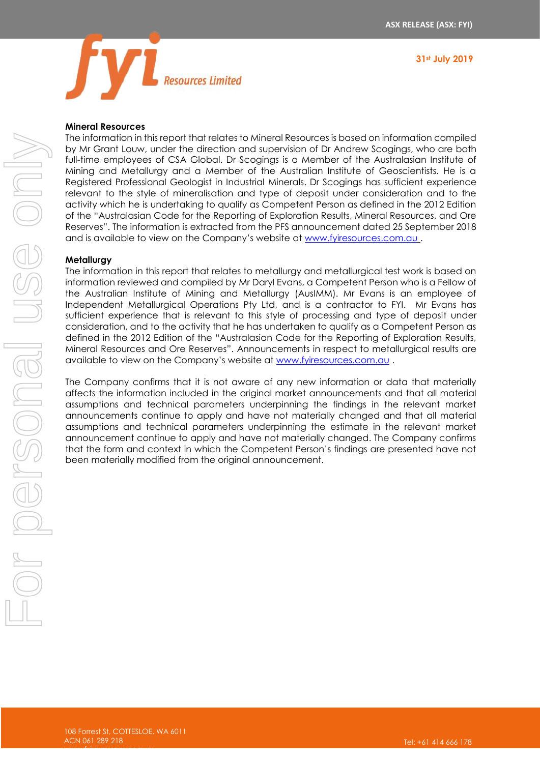**Mineral Resources**

The information in this report that relates to Mineral Resources is based on information compiled by Mr Grant Louw, under the direction and supervision of Dr Andrew Scogings, who are both full-time employees of CSA Global. Dr Scogings is a Member of the Australian Institute of Mining and Metallurgy and a Member of the Australian Institute of Geoscientists. He is a Registered Professional Geologist in Industrial Minerals. Dr Scogings has sufficient experience relevant to the style of mineralisation and type of deposit under consideration and to the activity which he is undertaking to qualify as Competent Person as defined in the 2012 Edition of the "Australasian Code for the Reporting of Exploration Results, Mineral Resources, and Ore Reserves". The information is extracted from the PFS announcement dated 25 September 2018 and is available to view on the Company's website at www.fyiresources.com.au .

**Metallurgy**

The information in this report that relates to metallurgy and metallurgical test work is based on information reviewed and compiled by Mr Daryl Evans, a Competent Person who is a Fellow of the Australian Institute of Mining and Metallurgy (AusIMM). Mr Evans is an employee of Independent Metallurgical Operations Pty Ltd, and is a contractor to FYI. Mr Evans has sufficient experience that is relevant to this style of processing and type of deposit under consideration, and to the activity that he has undertaken to qualify as a Competent Person as defined in the 2012 Edition of the "Australasian Code for the Reporting of Exploration Results, Mineral Resources and Ore Reserves". Announcements in respect to metallurgical results are available to view on the Company's website at www.fyiresources.com.au .

The Company confirms that it is not aware of any new information or data that materially affects the information included in the original market announcements and that all material assumptions and technical parameters underpinning the findings in the relevant market announcements continue to apply and have not materially changed and that all material assumptions and technical parameters underpinning the estimate in the relevant market announcement continue to apply and have not materially changed. The Company confirms that the form and context in which the Competent Person's findings are presented have not been materially modified from the original announcement.